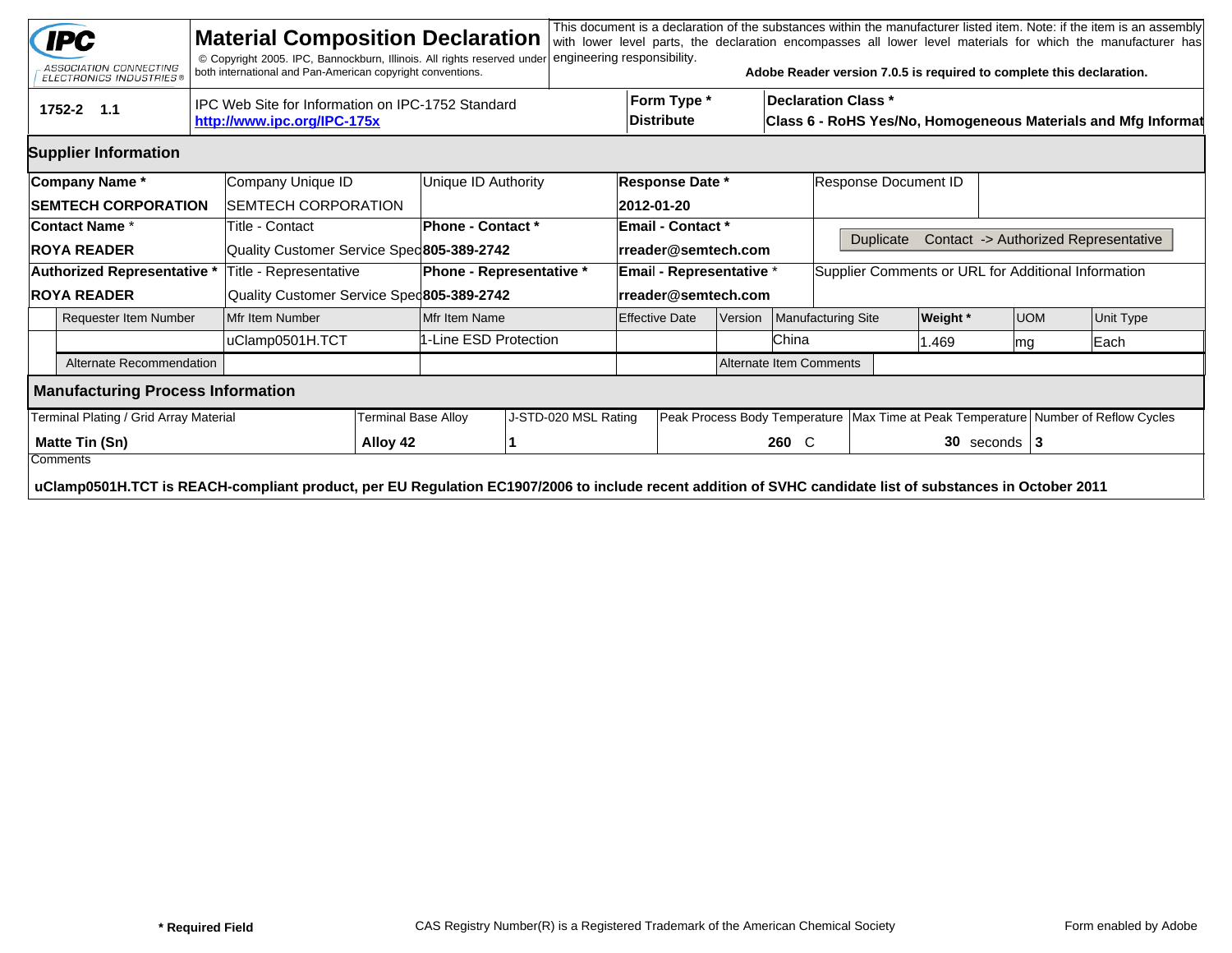**IPC** ASSOCIATION CONNECTING ELECTRONICS INDUSTRIES®

# Material Composition Declaration

© Copyright 2005. IPC, Bannockburn, Illinois. All rights reserved under both international and Pan-American copyright conventions.

This document is a declaration of the substances within the manufacturer listed item. Note: if the item is an assembly with lower level parts, the declaration encompasses all lower level materials for which the manufacturer has engineering responsibility.

**Adobe Reader version 7.0.5 is required to complete this declaration.**

| 1752-2 1.1 | IPC Web Site for Information on IPC-1752 Standard [http://www.ipc.org/IPC-175x](http://www.ipc.org/IPC-175x) | **Form Type *** **Distribute** | **Declaration Class *** **Class 6 - RoHS Yes/No, Homogeneous Materials and Mfg Informat** |
|---|---|---|---|

## Supplier Information

| **Company Name *** | Company Unique ID | Unique ID Authority | **Response Date *** | Response Document ID |
|---|---|---|---|---|
| **SEMTECH CORPORATION** | SEMTECH CORPORATION | | **2012-01-20** | |
| **Contact Name *** | Title - Contact | **Phone - Contact *** | **Email - Contact *** | Duplicate Contact -> Authorized Representative |
| **ROYA READER** | Quality Customer Service Spec | **805-389-2742** | **rreader@semtech.com** | |
| **Authorized Representative *** | Title - Representative | **Phone - Representative *** | **Email - Representative *** | Supplier Comments or URL for Additional Information |
| **ROYA READER** | Quality Customer Service Spec | **805-389-2742** | **rreader@semtech.com** | |

| Requester Item Number | Mfr Item Number | Mfr Item Name | Effective Date | Version | Manufacturing Site | **Weight *** | UOM | Unit Type |
|---|---|---|---|---|---|---|---|---|
| | uClamp0501H.TCT | 1-Line ESD Protection | | | China | 1.469 | mg | Each |
| Alternate Recommendation | | | | Alternate Item Comments | | | | |

## Manufacturing Process Information

| Terminal Plating / Grid Array Material | Terminal Base Alloy | J-STD-020 MSL Rating | Peak Process Body Temperature | Max Time at Peak Temperature | Number of Reflow Cycles |
|---|---|---|---|---|---|
| **Matte Tin (Sn)** | **Alloy 42** | **1** | **260** C | **30** seconds | **3** |

Comments

**uClamp0501H.TCT is REACH-compliant product, per EU Regulation EC1907/2006 to include recent addition of SVHC candidate list of substances in October 2011**

**\* Required Field** CAS Registry Number(R) is a Registered Trademark of the American Chemical Society Form enabled by Adobe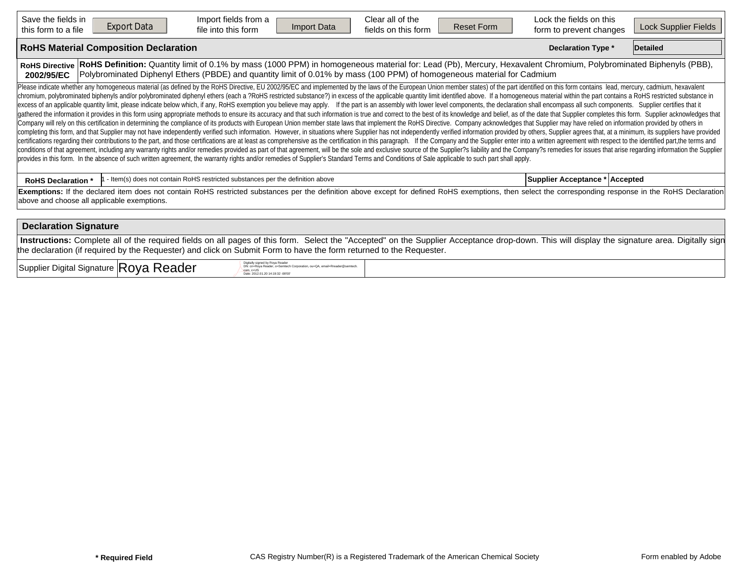| Save the fields in this form to a file | Export Data | Import fields from a file into this form | Import Data | Clear all of the fields on this form | Reset Form | Lock the fields on this form to prevent changes | Lock Supplier Fields |
|---|---|---|---|---|---|---|---|

## RoHS Material Composition Declaration

**Declaration Type *** Detailed

| **RoHS Directive 2002/95/EC** | **RoHS Definition:** Quantity limit of 0.1% by mass (1000 PPM) in homogeneous material for: Lead (Pb), Mercury, Hexavalent Chromium, Polybrominated Biphenyls (PBB), Polybrominated Diphenyl Ethers (PBDE) and quantity limit of 0.01% by mass (100 PPM) of homogeneous material for Cadmium |
|---|---|

Please indicate whether any homogeneous material (as defined by the RoHS Directive, EU 2002/95/EC and implemented by the laws of the European Union member states) of the part identified on this form contains lead, mercury, cadmium, hexavalent chromium, polybrominated biphenyls and/or polybrominated diphenyl ethers (each a ?RoHS restricted substance?) in excess of the applicable quantity limit identified above. If a homogeneous material within the part contains a RoHS restricted substance in excess of an applicable quantity limit, please indicate below which, if any, RoHS exemption you believe may apply. If the part is an assembly with lower level components, the declaration shall encompass all such components. Supplier certifies that it gathered the information it provides in this form using appropriate methods to ensure its accuracy and that such information is true and correct to the best of its knowledge and belief, as of the date that Supplier completes this form. Supplier acknowledges that Company will rely on this certification in determining the compliance of its products with European Union member state laws that implement the RoHS Directive. Company acknowledges that Supplier may have relied on information provided by others in completing this form, and that Supplier may not have independently verified such information. However, in situations where Supplier has not independently verified information provided by others, Supplier agrees that, at a minimum, its suppliers have provided certifications regarding their contributions to the part, and those certifications are at least as comprehensive as the certification in this paragraph. If the Company and the Supplier enter into a written agreement with respect to the identified part,the terms and conditions of that agreement, including any warranty rights and/or remedies provided as part of that agreement, will be the sole and exclusive source of the Supplier?s liability and the Company?s remedies for issues that arise regarding information the Supplier provides in this form. In the absence of such written agreement, the warranty rights and/or remedies of Supplier's Standard Terms and Conditions of Sale applicable to such part shall apply.

| **RoHS Declaration *** | 1 - Item(s) does not contain RoHS restricted substances per the definition above | **Supplier Acceptance *** | Accepted |
|---|---|---|---|

**Exemptions:** If the declared item does not contain RoHS restricted substances per the definition above except for defined RoHS exemptions, then select the corresponding response in the RoHS Declaration above and choose all applicable exemptions.

## Declaration Signature

**Instructions:** Complete all of the required fields on all pages of this form. Select the "Accepted" on the Supplier Acceptance drop-down. This will display the signature area. Digitally sign the declaration (if required by the Requester) and click on Submit Form to have the form returned to the Requester.

| Supplier Digital Signature | Roya Reader | Digitally signed by Roya Reader DN: cn=Roya Reader, o=Semtech Corporation, ou=QA, email=Rreader@semtech.com, c=US Date: 2012.01.20 14:19:32 -08'00' | |
|---|---|---|---|

**\* Required Field** CAS Registry Number(R) is a Registered Trademark of the American Chemical Society Form enabled by Adobe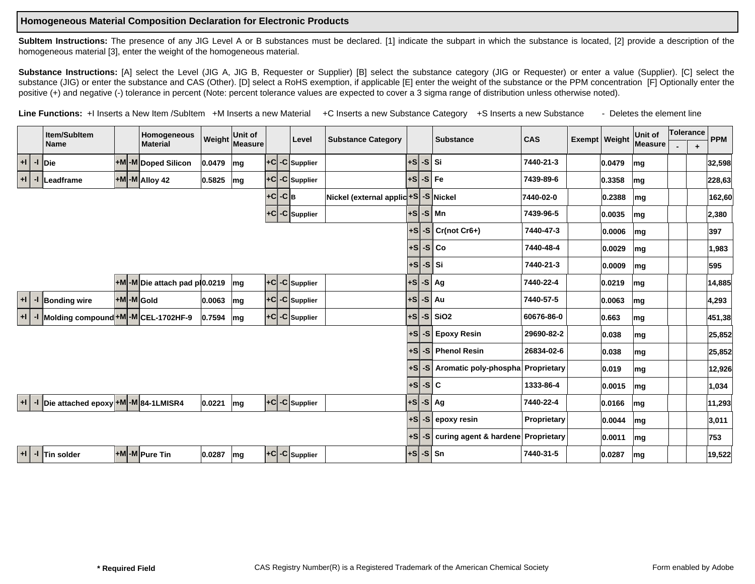## Homogeneous Material Composition Declaration for Electronic Products

**SubItem Instructions:** The presence of any JIG Level A or B substances must be declared. [1] indicate the subpart in which the substance is located, [2] provide a description of the homogeneous material [3], enter the weight of the homogeneous material.

**Substance Instructions:** [A] select the Level (JIG A, JIG B, Requester or Supplier) [B] select the substance category (JIG or Requester) or enter a value (Supplier). [C] select the substance (JIG) or enter the substance and CAS (Other). [D] select a RoHS exemption, if applicable [E] enter the weight of the substance or the PPM concentration [F] Optionally enter the positive (+) and negative (-) tolerance in percent (Note: percent tolerance values are expected to cover a 3 sigma range of distribution unless otherwise noted).

**Line Functions:** +I Inserts a New Item /SubItem +M Inserts a new Material +C Inserts a new Substance Category +S Inserts a new Substance - Deletes the element line

| | | Item/SubItem Name | | | Homogeneous Material | Weight | Unit of Measure | | | Level | Substance Category | | | Substance | CAS | Exempt | Weight | Unit of Measure | Tolerance | | PPM |
|---|---|---|---|---|---|---|---|---|---|---|---|---|---|---|---|---|---|---|---|---|---|
| | | | | | | | | | | | | | | | | | | | - | + | |
| +I | -I | Die | +M | -M | Doped Silicon | 0.0479 | mg | +C | -C | Supplier | | +S | -S | Si | 7440-21-3 | | 0.0479 | mg | | | 32,598 |
| +I | -I | Leadframe | +M | -M | Alloy 42 | 0.5825 | mg | +C | -C | Supplier | | +S | -S | Fe | 7439-89-6 | | 0.3358 | mg | | | 228,63 |
| | | | | | | | | +C | -C | B | Nickel (external applic | +S | -S | Nickel | 7440-02-0 | | 0.2388 | mg | | | 162,60 |
| | | | | | | | | +C | -C | Supplier | | +S | -S | Mn | 7439-96-5 | | 0.0035 | mg | | | 2,380 |
| | | | | | | | | | | | | +S | -S | Cr(not Cr6+) | 7440-47-3 | | 0.0006 | mg | | | 397 |
| | | | | | | | | | | | | +S | -S | Co | 7440-48-4 | | 0.0029 | mg | | | 1,983 |
| | | | | | | | | | | | | +S | -S | Si | 7440-21-3 | | 0.0009 | mg | | | 595 |
| | | | +M | -M | Die attach pad pl | 0.0219 | mg | +C | -C | Supplier | | +S | -S | Ag | 7440-22-4 | | 0.0219 | mg | | | 14,885 |
| +I | -I | Bonding wire | +M | -M | Gold | 0.0063 | mg | +C | -C | Supplier | | +S | -S | Au | 7440-57-5 | | 0.0063 | mg | | | 4,293 |
| +I | -I | Molding compound | +M | -M | CEL-1702HF-9 | 0.7594 | mg | +C | -C | Supplier | | +S | -S | SiO2 | 60676-86-0 | | 0.663 | mg | | | 451,38 |
| | | | | | | | | | | | | +S | -S | Epoxy Resin | 29690-82-2 | | 0.038 | mg | | | 25,852 |
| | | | | | | | | | | | | +S | -S | Phenol Resin | 26834-02-6 | | 0.038 | mg | | | 25,852 |
| | | | | | | | | | | | | +S | -S | Aromatic poly-phospha | Proprietary | | 0.019 | mg | | | 12,926 |
| | | | | | | | | | | | | +S | -S | C | 1333-86-4 | | 0.0015 | mg | | | 1,034 |
| +I | -I | Die attached epoxy | +M | -M | 84-1LMISR4 | 0.0221 | mg | +C | -C | Supplier | | +S | -S | Ag | 7440-22-4 | | 0.0166 | mg | | | 11,293 |
| | | | | | | | | | | | | +S | -S | epoxy resin | Proprietary | | 0.0044 | mg | | | 3,011 |
| | | | | | | | | | | | | +S | -S | curing agent & hardene | Proprietary | | 0.0011 | mg | | | 753 |
| +I | -I | Tin solder | +M | -M | Pure Tin | 0.0287 | mg | +C | -C | Supplier | | +S | -S | Sn | 7440-31-5 | | 0.0287 | mg | | | 19,522 |

\* Required Field

CAS Registry Number(R) is a Registered Trademark of the American Chemical Society

Form enabled by Adobe